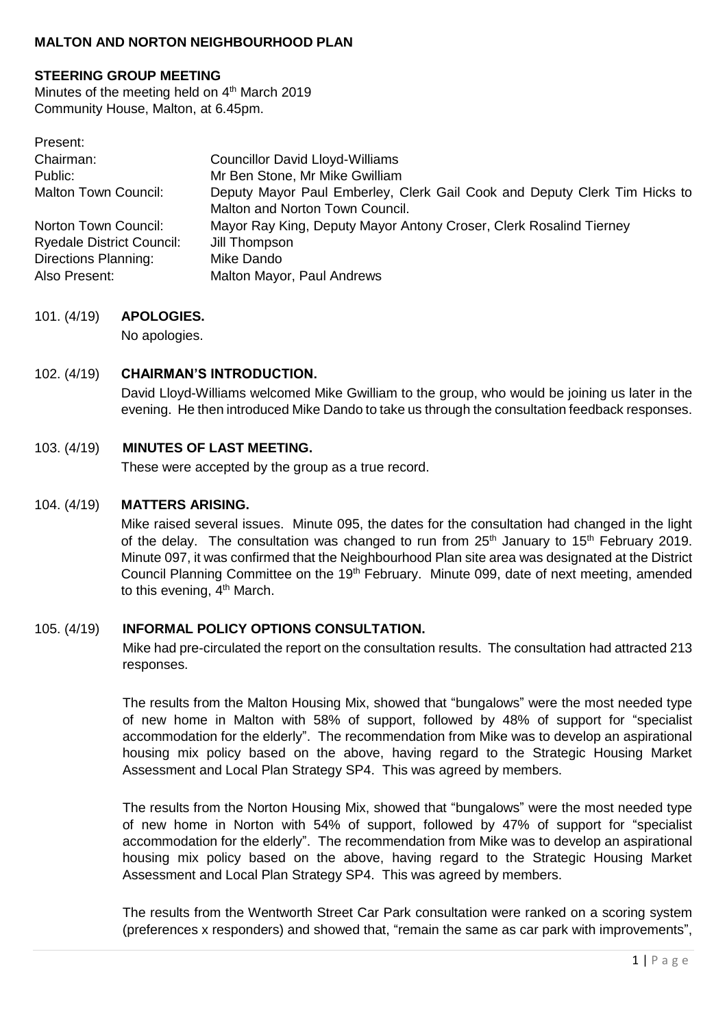# MALTON AND NORTON NEIGHBOURHOOD PLAN

## STEERING GROUP MEETING

Minutes of the meeting held on 4th March 2019
Community House, Malton, at 6.45pm.

| Present: | |
|---|---|
| Chairman: | Councillor David Lloyd-Williams |
| Public: | Mr Ben Stone, Mr Mike Gwilliam |
| Malton Town Council: | Deputy Mayor Paul Emberley, Clerk Gail Cook and Deputy Clerk Tim Hicks to Malton and Norton Town Council. |
| Norton Town Council: | Mayor Ray King, Deputy Mayor Antony Croser, Clerk Rosalind Tierney |
| Ryedale District Council: | Jill Thompson |
| Directions Planning: | Mike Dando |
| Also Present: | Malton Mayor, Paul Andrews |

**101. (4/19) APOLOGIES.**

No apologies.

**102. (4/19) CHAIRMAN'S INTRODUCTION.**

David Lloyd-Williams welcomed Mike Gwilliam to the group, who would be joining us later in the evening. He then introduced Mike Dando to take us through the consultation feedback responses.

**103. (4/19) MINUTES OF LAST MEETING.**

These were accepted by the group as a true record.

**104. (4/19) MATTERS ARISING.**

Mike raised several issues. Minute 095, the dates for the consultation had changed in the light of the delay. The consultation was changed to run from 25th January to 15th February 2019. Minute 097, it was confirmed that the Neighbourhood Plan site area was designated at the District Council Planning Committee on the 19th February. Minute 099, date of next meeting, amended to this evening, 4th March.

**105. (4/19) INFORMAL POLICY OPTIONS CONSULTATION.**

Mike had pre-circulated the report on the consultation results. The consultation had attracted 213 responses.

The results from the Malton Housing Mix, showed that "bungalows" were the most needed type of new home in Malton with 58% of support, followed by 48% of support for "specialist accommodation for the elderly". The recommendation from Mike was to develop an aspirational housing mix policy based on the above, having regard to the Strategic Housing Market Assessment and Local Plan Strategy SP4. This was agreed by members.

The results from the Norton Housing Mix, showed that "bungalows" were the most needed type of new home in Norton with 54% of support, followed by 47% of support for "specialist accommodation for the elderly". The recommendation from Mike was to develop an aspirational housing mix policy based on the above, having regard to the Strategic Housing Market Assessment and Local Plan Strategy SP4. This was agreed by members.

The results from the Wentworth Street Car Park consultation were ranked on a scoring system (preferences x responders) and showed that, "remain the same as car park with improvements",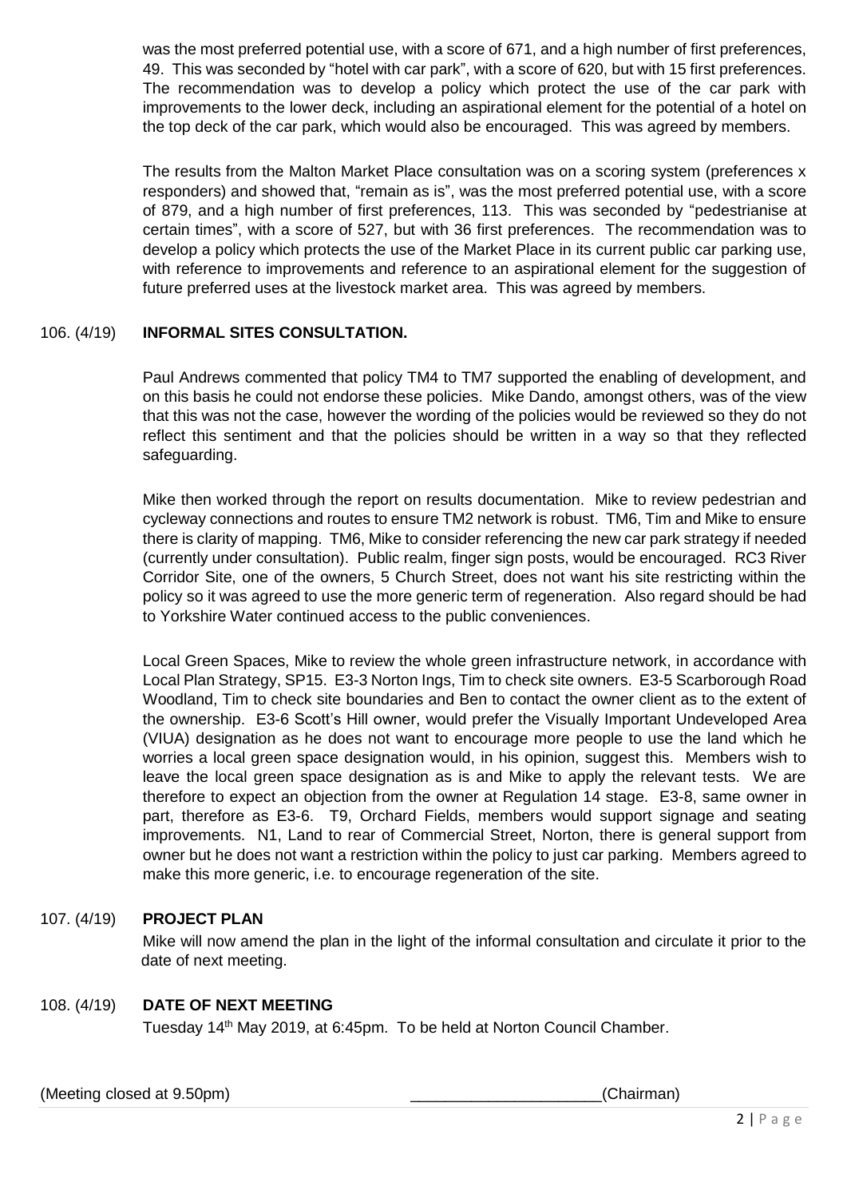was the most preferred potential use, with a score of 671, and a high number of first preferences, 49. This was seconded by "hotel with car park", with a score of 620, but with 15 first preferences. The recommendation was to develop a policy which protect the use of the car park with improvements to the lower deck, including an aspirational element for the potential of a hotel on the top deck of the car park, which would also be encouraged. This was agreed by members.

The results from the Malton Market Place consultation was on a scoring system (preferences x responders) and showed that, "remain as is", was the most preferred potential use, with a score of 879, and a high number of first preferences, 113. This was seconded by "pedestrianise at certain times", with a score of 527, but with 36 first preferences. The recommendation was to develop a policy which protects the use of the Market Place in its current public car parking use, with reference to improvements and reference to an aspirational element for the suggestion of future preferred uses at the livestock market area. This was agreed by members.

106. (4/19) **INFORMAL SITES CONSULTATION.**

Paul Andrews commented that policy TM4 to TM7 supported the enabling of development, and on this basis he could not endorse these policies. Mike Dando, amongst others, was of the view that this was not the case, however the wording of the policies would be reviewed so they do not reflect this sentiment and that the policies should be written in a way so that they reflected safeguarding.

Mike then worked through the report on results documentation. Mike to review pedestrian and cycleway connections and routes to ensure TM2 network is robust. TM6, Tim and Mike to ensure there is clarity of mapping. TM6, Mike to consider referencing the new car park strategy if needed (currently under consultation). Public realm, finger sign posts, would be encouraged. RC3 River Corridor Site, one of the owners, 5 Church Street, does not want his site restricting within the policy so it was agreed to use the more generic term of regeneration. Also regard should be had to Yorkshire Water continued access to the public conveniences.

Local Green Spaces, Mike to review the whole green infrastructure network, in accordance with Local Plan Strategy, SP15. E3-3 Norton Ings, Tim to check site owners. E3-5 Scarborough Road Woodland, Tim to check site boundaries and Ben to contact the owner client as to the extent of the ownership. E3-6 Scott's Hill owner, would prefer the Visually Important Undeveloped Area (VIUA) designation as he does not want to encourage more people to use the land which he worries a local green space designation would, in his opinion, suggest this. Members wish to leave the local green space designation as is and Mike to apply the relevant tests. We are therefore to expect an objection from the owner at Regulation 14 stage. E3-8, same owner in part, therefore as E3-6. T9, Orchard Fields, members would support signage and seating improvements. N1, Land to rear of Commercial Street, Norton, there is general support from owner but he does not want a restriction within the policy to just car parking. Members agreed to make this more generic, i.e. to encourage regeneration of the site.

107. (4/19) **PROJECT PLAN**

Mike will now amend the plan in the light of the informal consultation and circulate it prior to the date of next meeting.

108. (4/19) **DATE OF NEXT MEETING**

Tuesday 14th May 2019, at 6:45pm. To be held at Norton Council Chamber.

(Meeting closed at 9.50pm) ______________________(Chairman)